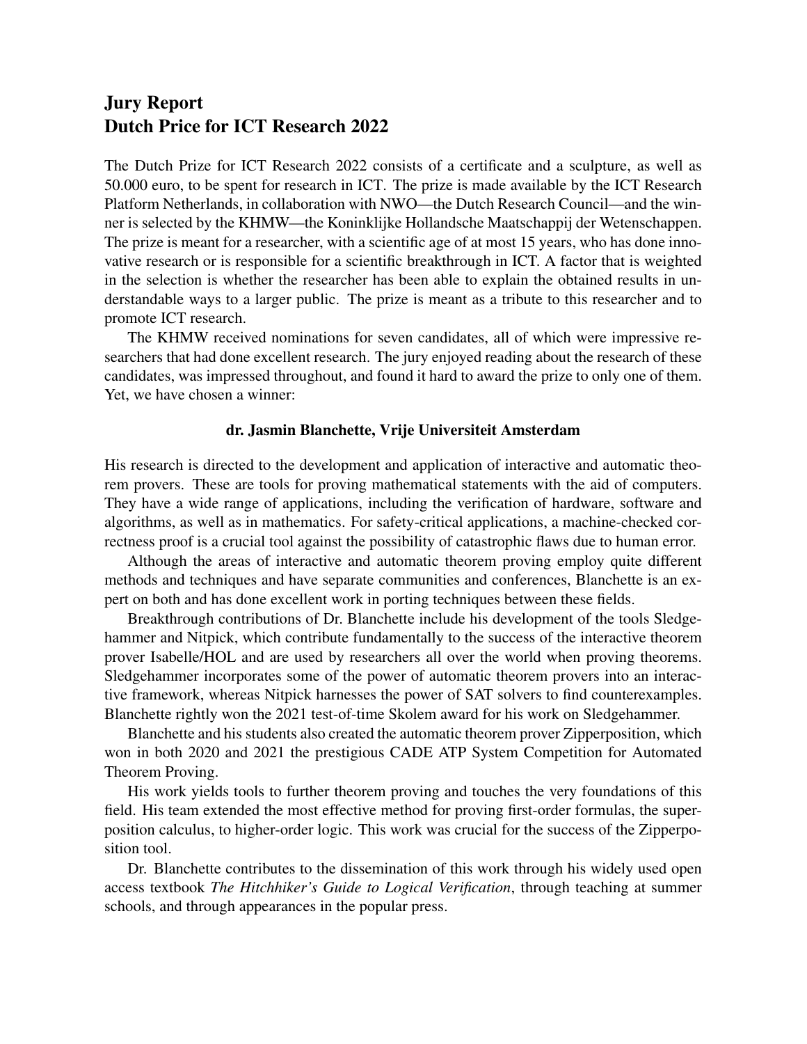# Jury Report
# Dutch Price for ICT Research 2022

The Dutch Prize for ICT Research 2022 consists of a certificate and a sculpture, as well as 50.000 euro, to be spent for research in ICT. The prize is made available by the ICT Research Platform Netherlands, in collaboration with NWO—the Dutch Research Council—and the winner is selected by the KHMW—the Koninklijke Hollandsche Maatschappij der Wetenschappen. The prize is meant for a researcher, with a scientific age of at most 15 years, who has done innovative research or is responsible for a scientific breakthrough in ICT. A factor that is weighted in the selection is whether the researcher has been able to explain the obtained results in understandable ways to a larger public. The prize is meant as a tribute to this researcher and to promote ICT research.

The KHMW received nominations for seven candidates, all of which were impressive researchers that had done excellent research. The jury enjoyed reading about the research of these candidates, was impressed throughout, and found it hard to award the prize to only one of them. Yet, we have chosen a winner:

**dr. Jasmin Blanchette, Vrije Universiteit Amsterdam**

His research is directed to the development and application of interactive and automatic theorem provers. These are tools for proving mathematical statements with the aid of computers. They have a wide range of applications, including the verification of hardware, software and algorithms, as well as in mathematics. For safety-critical applications, a machine-checked correctness proof is a crucial tool against the possibility of catastrophic flaws due to human error.

Although the areas of interactive and automatic theorem proving employ quite different methods and techniques and have separate communities and conferences, Blanchette is an expert on both and has done excellent work in porting techniques between these fields.

Breakthrough contributions of Dr. Blanchette include his development of the tools Sledgehammer and Nitpick, which contribute fundamentally to the success of the interactive theorem prover Isabelle/HOL and are used by researchers all over the world when proving theorems. Sledgehammer incorporates some of the power of automatic theorem provers into an interactive framework, whereas Nitpick harnesses the power of SAT solvers to find counterexamples. Blanchette rightly won the 2021 test-of-time Skolem award for his work on Sledgehammer.

Blanchette and his students also created the automatic theorem prover Zipperposition, which won in both 2020 and 2021 the prestigious CADE ATP System Competition for Automated Theorem Proving.

His work yields tools to further theorem proving and touches the very foundations of this field. His team extended the most effective method for proving first-order formulas, the superposition calculus, to higher-order logic. This work was crucial for the success of the Zipperposition tool.

Dr. Blanchette contributes to the dissemination of this work through his widely used open access textbook *The Hitchhiker's Guide to Logical Verification*, through teaching at summer schools, and through appearances in the popular press.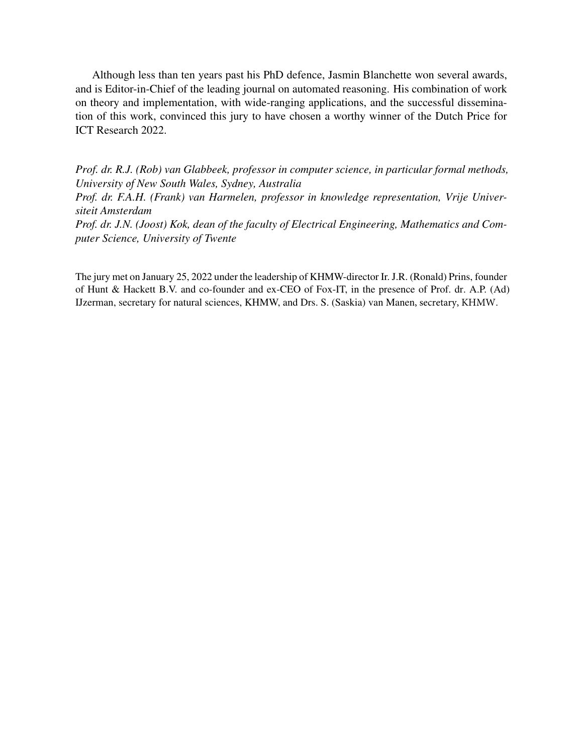Although less than ten years past his PhD defence, Jasmin Blanchette won several awards, and is Editor-in-Chief of the leading journal on automated reasoning. His combination of work on theory and implementation, with wide-ranging applications, and the successful dissemination of this work, convinced this jury to have chosen a worthy winner of the Dutch Price for ICT Research 2022.

*Prof. dr. R.J. (Rob) van Glabbeek, professor in computer science, in particular formal methods, University of New South Wales, Sydney, Australia*
*Prof. dr. F.A.H. (Frank) van Harmelen, professor in knowledge representation, Vrije Universiteit Amsterdam*
*Prof. dr. J.N. (Joost) Kok, dean of the faculty of Electrical Engineering, Mathematics and Computer Science, University of Twente*

The jury met on January 25, 2022 under the leadership of KHMW-director Ir. J.R. (Ronald) Prins, founder of Hunt & Hackett B.V. and co-founder and ex-CEO of Fox-IT, in the presence of Prof. dr. A.P. (Ad) IJzerman, secretary for natural sciences, KHMW, and Drs. S. (Saskia) van Manen, secretary, KHMW.